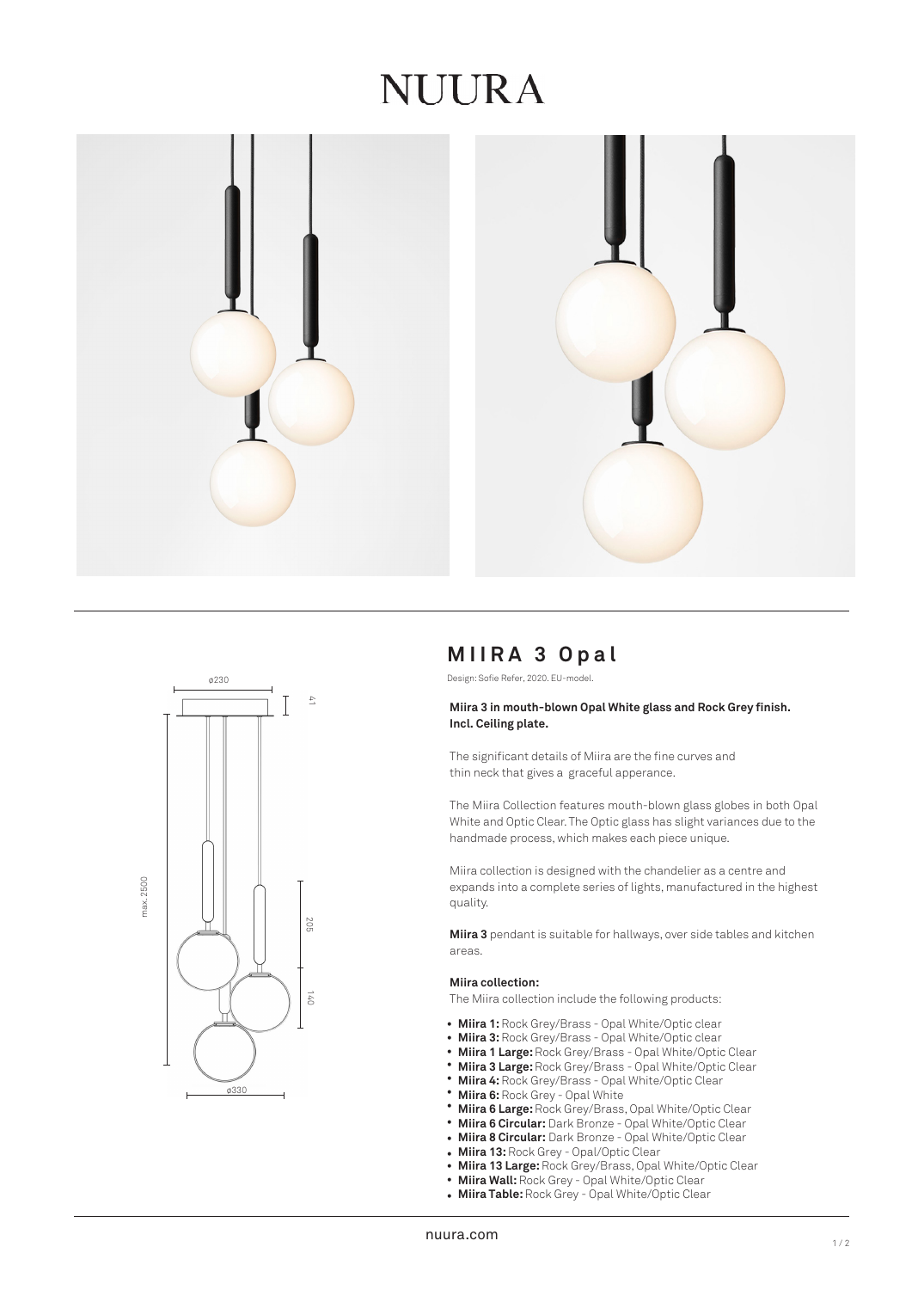# NUURA

## MIIRA 3 Opal

Design: Sofie Refer, 2020. EU-model.

**Miira 3 in mouth-blown Opal White glass and Rock Grey finish. Incl. Ceiling plate.**

The significant details of Miira are the fine curves and thin neck that gives a graceful apperance.

The Miira Collection features mouth-blown glass globes in both Opal White and Optic Clear. The Optic glass has slight variances due to the handmade process, which makes each piece unique.

Miira collection is designed with the chandelier as a centre and expands into a complete series of lights, manufactured in the highest quality.

**Miira 3** pendant is suitable for hallways, over side tables and kitchen areas.

**Miira collection:**

The Miira collection include the following products:

- **Miira 1:** Rock Grey/Brass - Opal White/Optic clear
- **Miira 3:** Rock Grey/Brass - Opal White/Optic clear
- **Miira 1 Large:** Rock Grey/Brass - Opal White/Optic Clear
- **Miira 3 Large:** Rock Grey/Brass - Opal White/Optic Clear
- **Miira 4:** Rock Grey/Brass - Opal White/Optic Clear
- **Miira 6:** Rock Grey - Opal White
- **Miira 6 Large:** Rock Grey/Brass, Opal White/Optic Clear
- **Miira 6 Circular:** Dark Bronze - Opal White/Optic Clear
- **Miira 8 Circular:** Dark Bronze - Opal White/Optic Clear
- **Miira 13:** Rock Grey - Opal/Optic Clear
- **Miira 13 Large:** Rock Grey/Brass, Opal White/Optic Clear
- **Miira Wall:** Rock Grey - Opal White/Optic Clear
- **Miira Table:** Rock Grey - Opal White/Optic Clear

nuura.com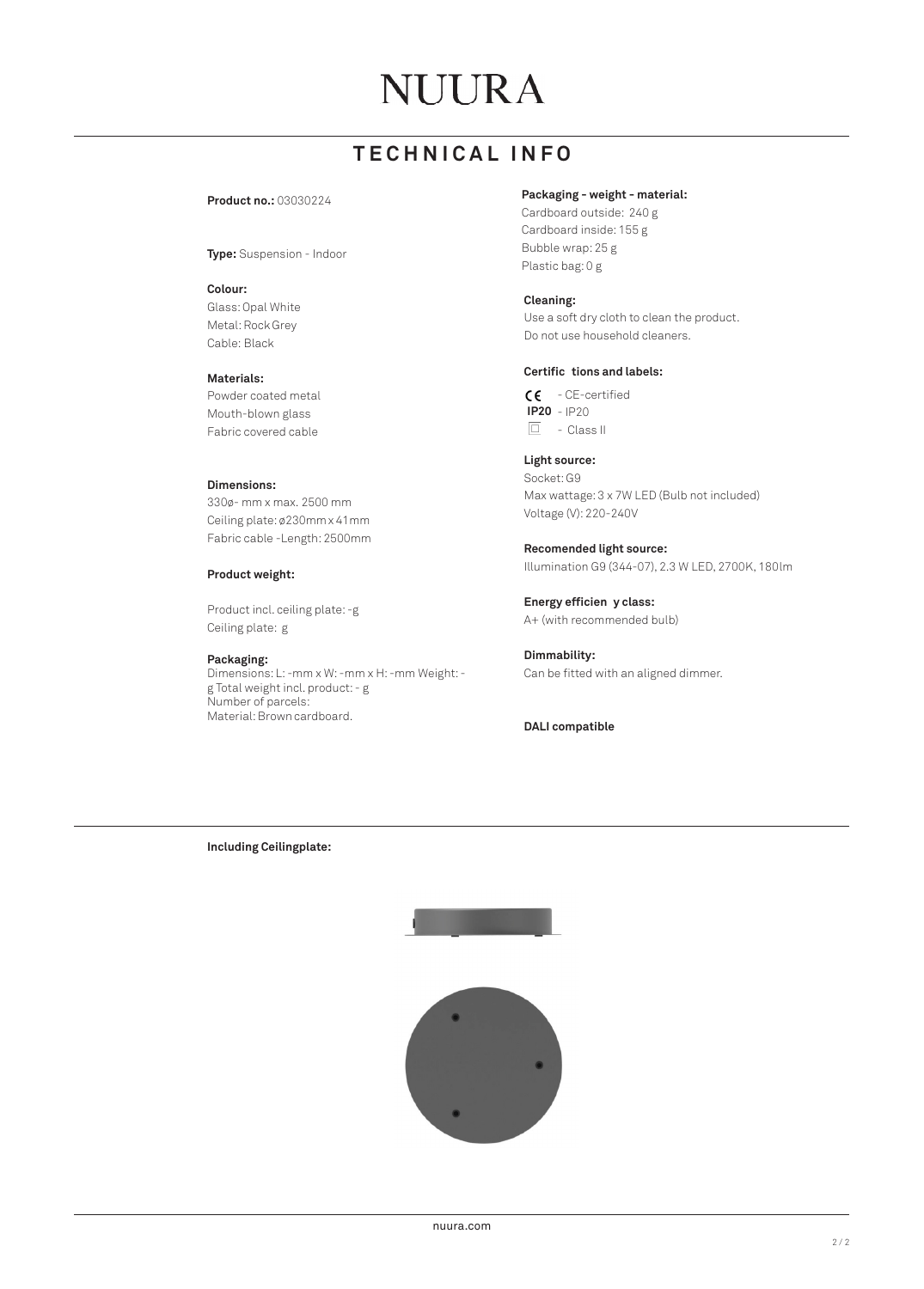# NUURA

## TECHNICAL INFO

**Product no.:** 03030224

**Type:** Suspension - Indoor

**Colour:**
Glass: Opal White
Metal: Rock Grey
Cable: Black

**Materials:**
Powder coated metal
Mouth-blown glass
Fabric covered cable

**Dimensions:**
330ø- mm x max. 2500 mm
Ceiling plate: ø230mm x 41mm
Fabric cable -Length: 2500mm

**Product weight:**

Product incl. ceiling plate: -g
Ceiling plate: g

**Packaging:**
Dimensions: L: -mm x W: -mm x H: -mm Weight: -g Total weight incl. product: - g
Number of parcels:
Material: Brown cardboard.

**Packaging - weight - material:**
Cardboard outside: 240 g
Cardboard inside: 155 g
Bubble wrap: 25 g
Plastic bag: 0 g

**Cleaning:**
Use a soft dry cloth to clean the product.
Do not use household cleaners.

**Certific tions and labels:**

CE - CE-certified
**IP20** - IP20
- Class II

**Light source:**
Socket: G9
Max wattage: 3 x 7W LED (Bulb not included)
Voltage (V): 220-240V

**Recomended light source:**
Illumination G9 (344-07), 2.3 W LED, 2700K, 180lm

**Energy efficien y class:**
A+ (with recommended bulb)

**Dimmability:**
Can be fitted with an aligned dimmer.

**DALI compatible**

**Including Ceilingplate:**

nuura.com